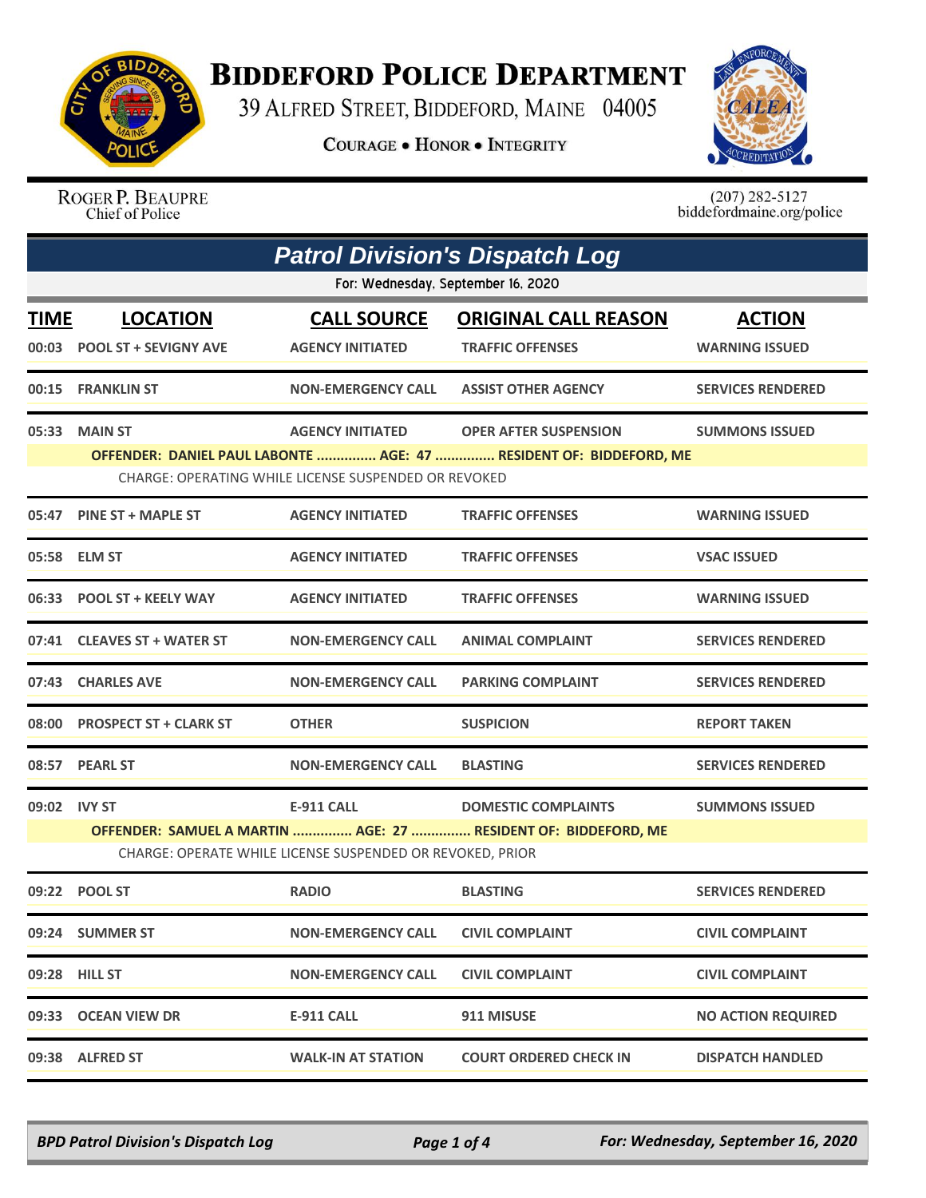# Biddeford Police Department

39 Alfred Street, Biddeford, Maine 04005

**Courage • Honor • Integrity**

Roger P. Beaupre
Chief of Police

(207) 282-5127
biddefordmaine.org/police

## *Patrol Division's Dispatch Log*

For: Wednesday, September 16, 2020

| TIME | LOCATION | CALL SOURCE | ORIGINAL CALL REASON | ACTION |
|---|---|---|---|---|
| 00:03 | POOL ST + SEVIGNY AVE | AGENCY INITIATED | TRAFFIC OFFENSES | WARNING ISSUED |
| 00:15 | FRANKLIN ST | NON-EMERGENCY CALL | ASSIST OTHER AGENCY | SERVICES RENDERED |
| 05:33 | MAIN ST | AGENCY INITIATED | OPER AFTER SUSPENSION | SUMMONS ISSUED |
| | OFFENDER: DANIEL PAUL LABONTE ............... AGE: 47 ............... RESIDENT OF: BIDDEFORD, ME | | | |
| | CHARGE: OPERATING WHILE LICENSE SUSPENDED OR REVOKED | | | |
| 05:47 | PINE ST + MAPLE ST | AGENCY INITIATED | TRAFFIC OFFENSES | WARNING ISSUED |
| 05:58 | ELM ST | AGENCY INITIATED | TRAFFIC OFFENSES | VSAC ISSUED |
| 06:33 | POOL ST + KEELY WAY | AGENCY INITIATED | TRAFFIC OFFENSES | WARNING ISSUED |
| 07:41 | CLEAVES ST + WATER ST | NON-EMERGENCY CALL | ANIMAL COMPLAINT | SERVICES RENDERED |
| 07:43 | CHARLES AVE | NON-EMERGENCY CALL | PARKING COMPLAINT | SERVICES RENDERED |
| 08:00 | PROSPECT ST + CLARK ST | OTHER | SUSPICION | REPORT TAKEN |
| 08:57 | PEARL ST | NON-EMERGENCY CALL | BLASTING | SERVICES RENDERED |
| 09:02 | IVY ST | E-911 CALL | DOMESTIC COMPLAINTS | SUMMONS ISSUED |
| | OFFENDER: SAMUEL A MARTIN ............... AGE: 27 ............... RESIDENT OF: BIDDEFORD, ME | | | |
| | CHARGE: OPERATE WHILE LICENSE SUSPENDED OR REVOKED, PRIOR | | | |
| 09:22 | POOL ST | RADIO | BLASTING | SERVICES RENDERED |
| 09:24 | SUMMER ST | NON-EMERGENCY CALL | CIVIL COMPLAINT | CIVIL COMPLAINT |
| 09:28 | HILL ST | NON-EMERGENCY CALL | CIVIL COMPLAINT | CIVIL COMPLAINT |
| 09:33 | OCEAN VIEW DR | E-911 CALL | 911 MISUSE | NO ACTION REQUIRED |
| 09:38 | ALFRED ST | WALK-IN AT STATION | COURT ORDERED CHECK IN | DISPATCH HANDLED |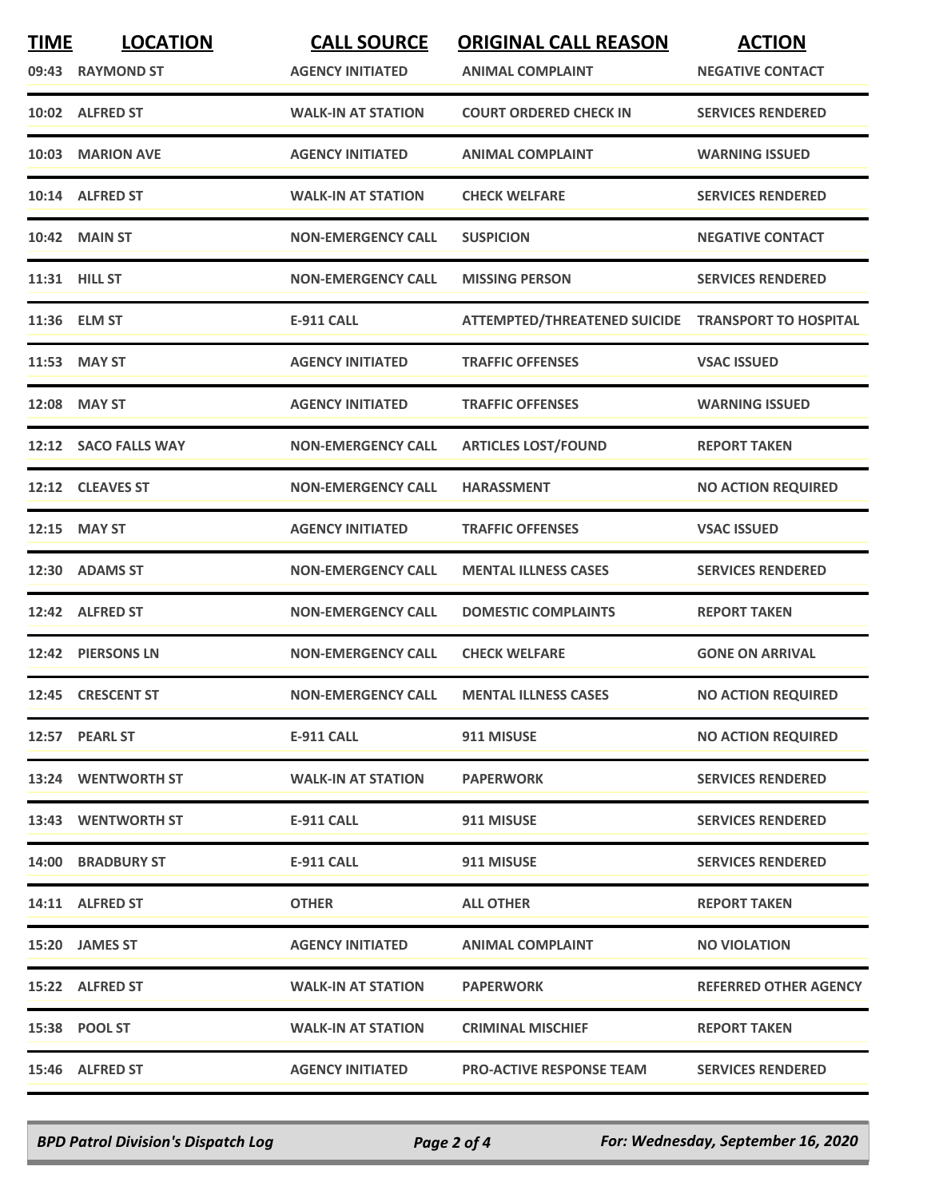| TIME | LOCATION | CALL SOURCE | ORIGINAL CALL REASON | ACTION |
|---|---|---|---|---|
| 09:43 | RAYMOND ST | AGENCY INITIATED | ANIMAL COMPLAINT | NEGATIVE CONTACT |
| 10:02 | ALFRED ST | WALK-IN AT STATION | COURT ORDERED CHECK IN | SERVICES RENDERED |
| 10:03 | MARION AVE | AGENCY INITIATED | ANIMAL COMPLAINT | WARNING ISSUED |
| 10:14 | ALFRED ST | WALK-IN AT STATION | CHECK WELFARE | SERVICES RENDERED |
| 10:42 | MAIN ST | NON-EMERGENCY CALL | SUSPICION | NEGATIVE CONTACT |
| 11:31 | HILL ST | NON-EMERGENCY CALL | MISSING PERSON | SERVICES RENDERED |
| 11:36 | ELM ST | E-911 CALL | ATTEMPTED/THREATENED SUICIDE | TRANSPORT TO HOSPITAL |
| 11:53 | MAY ST | AGENCY INITIATED | TRAFFIC OFFENSES | VSAC ISSUED |
| 12:08 | MAY ST | AGENCY INITIATED | TRAFFIC OFFENSES | WARNING ISSUED |
| 12:12 | SACO FALLS WAY | NON-EMERGENCY CALL | ARTICLES LOST/FOUND | REPORT TAKEN |
| 12:12 | CLEAVES ST | NON-EMERGENCY CALL | HARASSMENT | NO ACTION REQUIRED |
| 12:15 | MAY ST | AGENCY INITIATED | TRAFFIC OFFENSES | VSAC ISSUED |
| 12:30 | ADAMS ST | NON-EMERGENCY CALL | MENTAL ILLNESS CASES | SERVICES RENDERED |
| 12:42 | ALFRED ST | NON-EMERGENCY CALL | DOMESTIC COMPLAINTS | REPORT TAKEN |
| 12:42 | PIERSONS LN | NON-EMERGENCY CALL | CHECK WELFARE | GONE ON ARRIVAL |
| 12:45 | CRESCENT ST | NON-EMERGENCY CALL | MENTAL ILLNESS CASES | NO ACTION REQUIRED |
| 12:57 | PEARL ST | E-911 CALL | 911 MISUSE | NO ACTION REQUIRED |
| 13:24 | WENTWORTH ST | WALK-IN AT STATION | PAPERWORK | SERVICES RENDERED |
| 13:43 | WENTWORTH ST | E-911 CALL | 911 MISUSE | SERVICES RENDERED |
| 14:00 | BRADBURY ST | E-911 CALL | 911 MISUSE | SERVICES RENDERED |
| 14:11 | ALFRED ST | OTHER | ALL OTHER | REPORT TAKEN |
| 15:20 | JAMES ST | AGENCY INITIATED | ANIMAL COMPLAINT | NO VIOLATION |
| 15:22 | ALFRED ST | WALK-IN AT STATION | PAPERWORK | REFERRED OTHER AGENCY |
| 15:38 | POOL ST | WALK-IN AT STATION | CRIMINAL MISCHIEF | REPORT TAKEN |
| 15:46 | ALFRED ST | AGENCY INITIATED | PRO-ACTIVE RESPONSE TEAM | SERVICES RENDERED |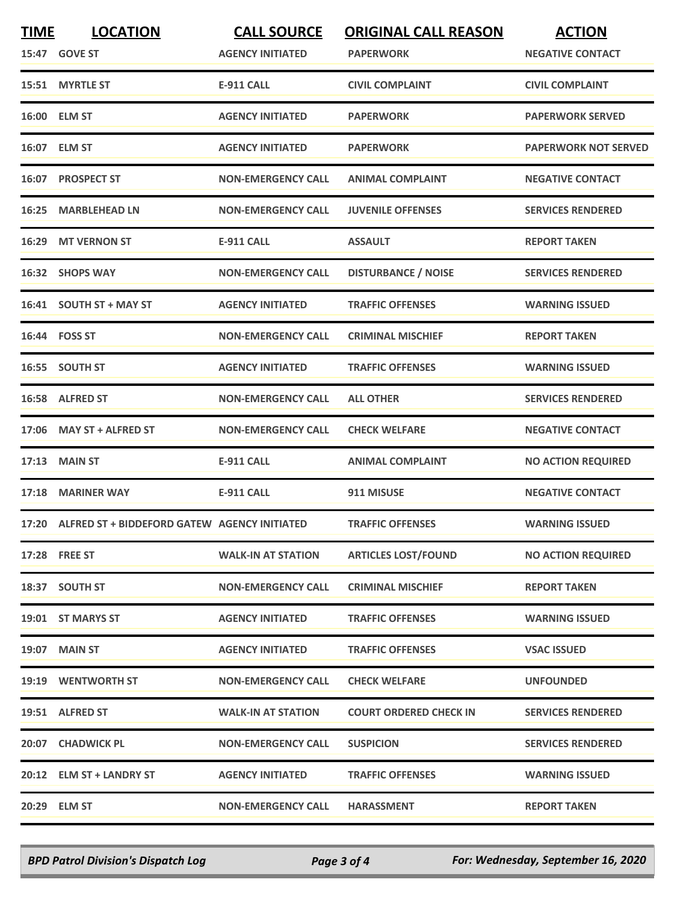| TIME | LOCATION | CALL SOURCE | ORIGINAL CALL REASON | ACTION |
|---|---|---|---|---|
| 15:47 | GOVE ST | AGENCY INITIATED | PAPERWORK | NEGATIVE CONTACT |
| 15:51 | MYRTLE ST | E-911 CALL | CIVIL COMPLAINT | CIVIL COMPLAINT |
| 16:00 | ELM ST | AGENCY INITIATED | PAPERWORK | PAPERWORK SERVED |
| 16:07 | ELM ST | AGENCY INITIATED | PAPERWORK | PAPERWORK NOT SERVED |
| 16:07 | PROSPECT ST | NON-EMERGENCY CALL | ANIMAL COMPLAINT | NEGATIVE CONTACT |
| 16:25 | MARBLEHEAD LN | NON-EMERGENCY CALL | JUVENILE OFFENSES | SERVICES RENDERED |
| 16:29 | MT VERNON ST | E-911 CALL | ASSAULT | REPORT TAKEN |
| 16:32 | SHOPS WAY | NON-EMERGENCY CALL | DISTURBANCE / NOISE | SERVICES RENDERED |
| 16:41 | SOUTH ST + MAY ST | AGENCY INITIATED | TRAFFIC OFFENSES | WARNING ISSUED |
| 16:44 | FOSS ST | NON-EMERGENCY CALL | CRIMINAL MISCHIEF | REPORT TAKEN |
| 16:55 | SOUTH ST | AGENCY INITIATED | TRAFFIC OFFENSES | WARNING ISSUED |
| 16:58 | ALFRED ST | NON-EMERGENCY CALL | ALL OTHER | SERVICES RENDERED |
| 17:06 | MAY ST + ALFRED ST | NON-EMERGENCY CALL | CHECK WELFARE | NEGATIVE CONTACT |
| 17:13 | MAIN ST | E-911 CALL | ANIMAL COMPLAINT | NO ACTION REQUIRED |
| 17:18 | MARINER WAY | E-911 CALL | 911 MISUSE | NEGATIVE CONTACT |
| 17:20 | ALFRED ST + BIDDEFORD GATEW | AGENCY INITIATED | TRAFFIC OFFENSES | WARNING ISSUED |
| 17:28 | FREE ST | WALK-IN AT STATION | ARTICLES LOST/FOUND | NO ACTION REQUIRED |
| 18:37 | SOUTH ST | NON-EMERGENCY CALL | CRIMINAL MISCHIEF | REPORT TAKEN |
| 19:01 | ST MARYS ST | AGENCY INITIATED | TRAFFIC OFFENSES | WARNING ISSUED |
| 19:07 | MAIN ST | AGENCY INITIATED | TRAFFIC OFFENSES | VSAC ISSUED |
| 19:19 | WENTWORTH ST | NON-EMERGENCY CALL | CHECK WELFARE | UNFOUNDED |
| 19:51 | ALFRED ST | WALK-IN AT STATION | COURT ORDERED CHECK IN | SERVICES RENDERED |
| 20:07 | CHADWICK PL | NON-EMERGENCY CALL | SUSPICION | SERVICES RENDERED |
| 20:12 | ELM ST + LANDRY ST | AGENCY INITIATED | TRAFFIC OFFENSES | WARNING ISSUED |
| 20:29 | ELM ST | NON-EMERGENCY CALL | HARASSMENT | REPORT TAKEN |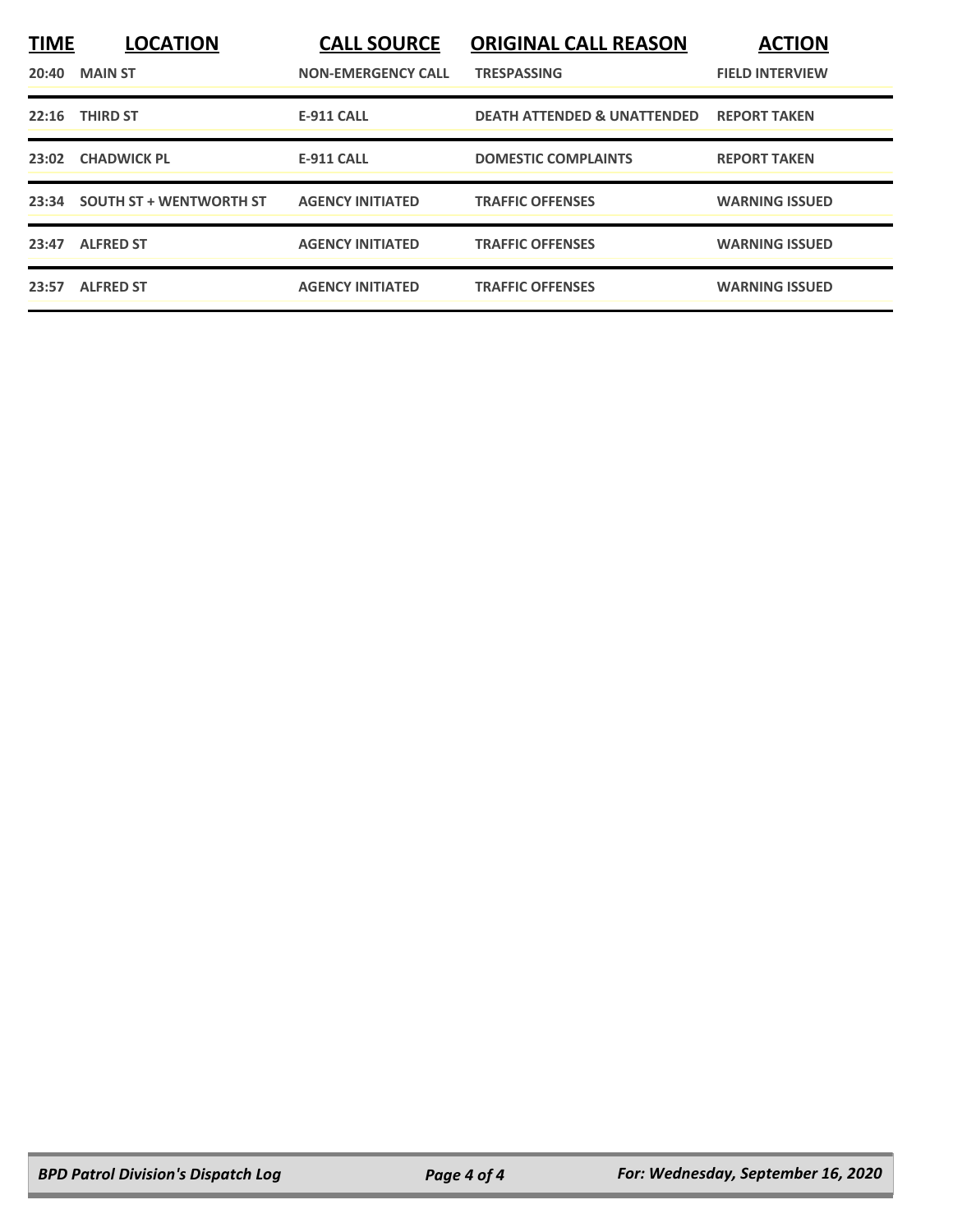| TIME | LOCATION | CALL SOURCE | ORIGINAL CALL REASON | ACTION |
|---|---|---|---|---|
| 20:40 | MAIN ST | NON-EMERGENCY CALL | TRESPASSING | FIELD INTERVIEW |
| 22:16 | THIRD ST | E-911 CALL | DEATH ATTENDED & UNATTENDED | REPORT TAKEN |
| 23:02 | CHADWICK PL | E-911 CALL | DOMESTIC COMPLAINTS | REPORT TAKEN |
| 23:34 | SOUTH ST + WENTWORTH ST | AGENCY INITIATED | TRAFFIC OFFENSES | WARNING ISSUED |
| 23:47 | ALFRED ST | AGENCY INITIATED | TRAFFIC OFFENSES | WARNING ISSUED |
| 23:57 | ALFRED ST | AGENCY INITIATED | TRAFFIC OFFENSES | WARNING ISSUED |